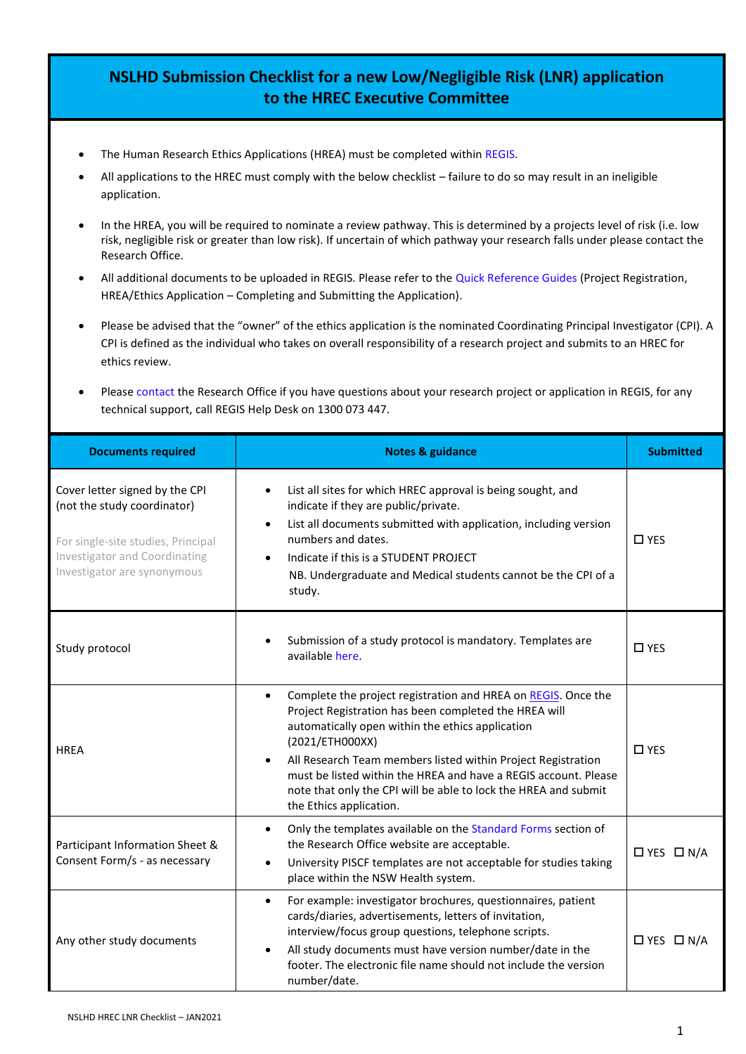# NSLHD Submission Checklist for a new Low/Negligible Risk (LNR) application to the HREC Executive Committee

- The Human Research Ethics Applications (HREA) must be completed within REGIS.
- All applications to the HREC must comply with the below checklist – failure to do so may result in an ineligible application.
- In the HREA, you will be required to nominate a review pathway. This is determined by a projects level of risk (i.e. low risk, negligible risk or greater than low risk). If uncertain of which pathway your research falls under please contact the Research Office.
- All additional documents to be uploaded in REGIS. Please refer to the Quick Reference Guides (Project Registration, HREA/Ethics Application – Completing and Submitting the Application).
- Please be advised that the "owner" of the ethics application is the nominated Coordinating Principal Investigator (CPI). A CPI is defined as the individual who takes on overall responsibility of a research project and submits to an HREC for ethics review.
- Please contact the Research Office if you have questions about your research project or application in REGIS, for any technical support, call REGIS Help Desk on 1300 073 447.

| Documents required | Notes & guidance | Submitted |
|---|---|---|
| Cover letter signed by the CPI (not the study coordinator)<br><br>For single-site studies, Principal Investigator and Coordinating Investigator are synonymous | • List all sites for which HREC approval is being sought, and indicate if they are public/private.<br>• List all documents submitted with application, including version numbers and dates.<br>• Indicate if this is a STUDENT PROJECT<br>NB. Undergraduate and Medical students cannot be the CPI of a study. | ☐ YES |
| Study protocol | • Submission of a study protocol is mandatory. Templates are available here. | ☐ YES |
| HREA | • Complete the project registration and HREA on REGIS. Once the Project Registration has been completed the HREA will automatically open within the ethics application (2021/ETH000XX)<br>• All Research Team members listed within Project Registration must be listed within the HREA and have a REGIS account. Please note that only the CPI will be able to lock the HREA and submit the Ethics application. | ☐ YES |
| Participant Information Sheet & Consent Form/s - as necessary | • Only the templates available on the Standard Forms section of the Research Office website are acceptable.<br>• University PISCF templates are not acceptable for studies taking place within the NSW Health system. | ☐ YES ☐ N/A |
| Any other study documents | • For example: investigator brochures, questionnaires, patient cards/diaries, advertisements, letters of invitation, interview/focus group questions, telephone scripts.<br>• All study documents must have version number/date in the footer. The electronic file name should not include the version number/date. | ☐ YES ☐ N/A |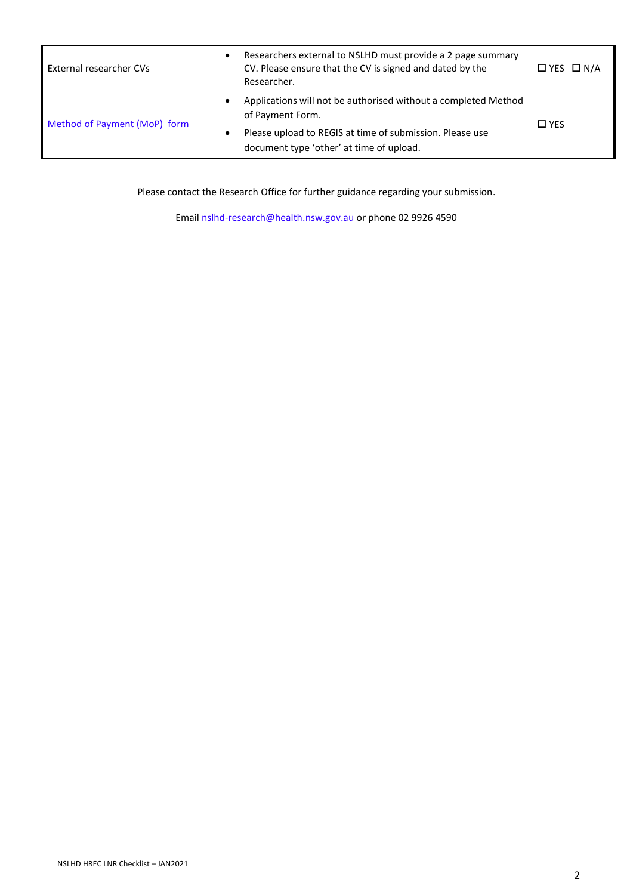| | | |
|---|---|---|
| External researcher CVs | • Researchers external to NSLHD must provide a 2 page summary CV. Please ensure that the CV is signed and dated by the Researcher. | ☐ YES ☐ N/A |
| Method of Payment (MoP) form | • Applications will not be authorised without a completed Method of Payment Form.<br>• Please upload to REGIS at time of submission. Please use document type 'other' at time of upload. | ☐ YES |

Please contact the Research Office for further guidance regarding your submission.

Email nslhd-research@health.nsw.gov.au or phone 02 9926 4590